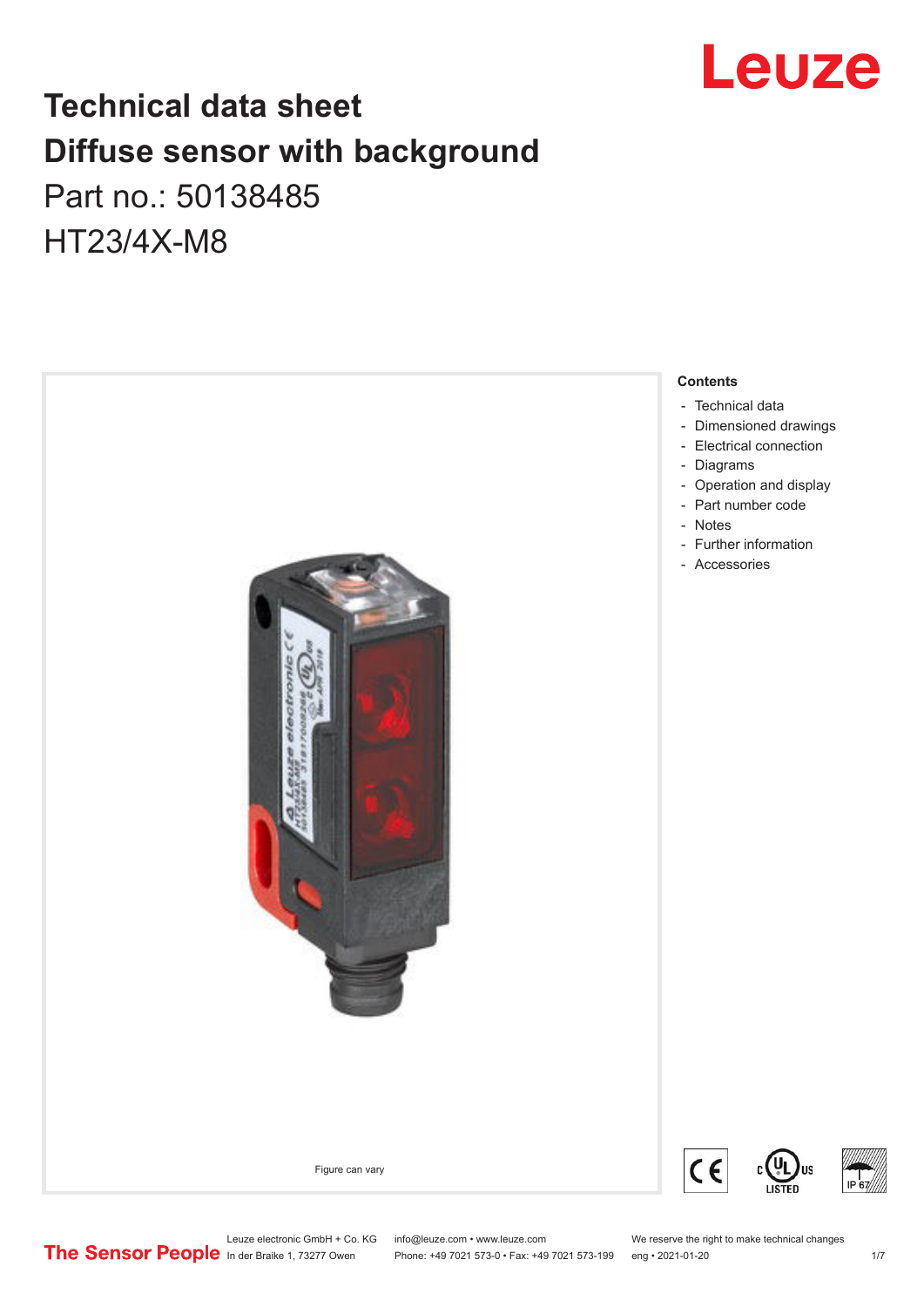# Technical data sheet
# Diffuse sensor with background

Part no.: 50138485

HT23/4X-M8

Figure can vary

**Contents**

- Technical data
- Dimensioned drawings
- Electrical connection
- Diagrams
- Operation and display
- Part number code
- Notes
- Further information
- Accessories

Leuze electronic GmbH + Co. KG
In der Braike 1, 73277 Owen

info@leuze.com • www.leuze.com
Phone: +49 7021 573-0 • Fax: +49 7021 573-199

We reserve the right to make technical changes
eng • 2021-01-20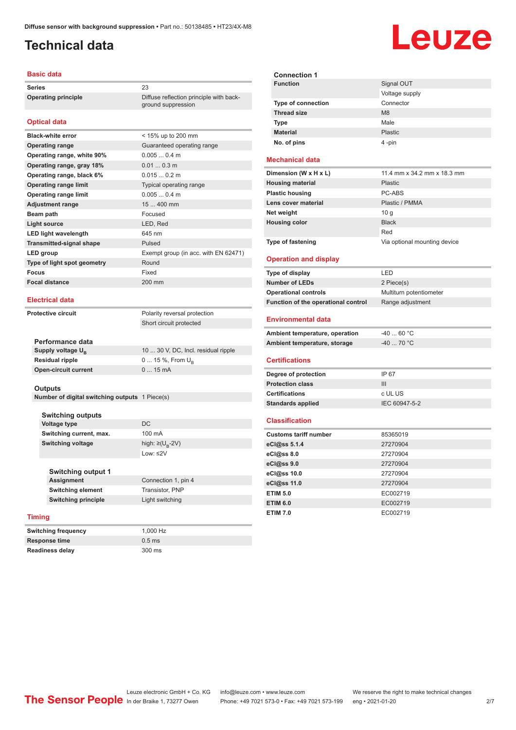# Technical data

## Basic data

| | |
|---|---|
| **Series** | 23 |
| **Operating principle** | Diffuse reflection principle with background suppression |

## Optical data

| | |
|---|---|
| **Black-white error** | < 15% up to 200 mm |
| **Operating range** | Guaranteed operating range |
| **Operating range, white 90%** | 0.005 ... 0.4 m |
| **Operating range, gray 18%** | 0.01 ... 0.3 m |
| **Operating range, black 6%** | 0.015 ... 0.2 m |
| **Operating range limit** | Typical operating range |
| **Operating range limit** | 0.005 ... 0.4 m |
| **Adjustment range** | 15 ... 400 mm |
| **Beam path** | Focused |
| **Light source** | LED, Red |
| **LED light wavelength** | 645 nm |
| **Transmitted-signal shape** | Pulsed |
| **LED group** | Exempt group (in acc. with EN 62471) |
| **Type of light spot geometry** | Round |
| **Focus** | Fixed |
| **Focal distance** | 200 mm |

## Electrical data

| | |
|---|---|
| **Protective circuit** | Polarity reversal protection |
| | Short circuit protected |

### Performance data

| | |
|---|---|
| **Supply voltage $U_B$** | 10 ... 30 V, DC, Incl. residual ripple |
| **Residual ripple** | 0 ... 15 %, From $U_B$ |
| **Open-circuit current** | 0 ... 15 mA |

### Outputs

| | |
|---|---|
| **Number of digital switching outputs** | 1 Piece(s) |

#### Switching outputs

| | |
|---|---|
| **Voltage type** | DC |
| **Switching current, max.** | 100 mA |
| **Switching voltage** | high: ≥($U_B$-2V) |
| | Low: ≤2V |

#### Switching output 1

| | |
|---|---|
| **Assignment** | Connection 1, pin 4 |
| **Switching element** | Transistor, PNP |
| **Switching principle** | Light switching |

## Timing

| | |
|---|---|
| **Switching frequency** | 1,000 Hz |
| **Response time** | 0.5 ms |
| **Readiness delay** | 300 ms |

### Connection 1

| | |
|---|---|
| **Function** | Signal OUT |
| | Voltage supply |
| **Type of connection** | Connector |
| **Thread size** | M8 |
| **Type** | Male |
| **Material** | Plastic |
| **No. of pins** | 4 -pin |

## Mechanical data

| | |
|---|---|
| **Dimension (W x H x L)** | 11.4 mm x 34.2 mm x 18.3 mm |
| **Housing material** | Plastic |
| **Plastic housing** | PC-ABS |
| **Lens cover material** | Plastic / PMMA |
| **Net weight** | 10 g |
| **Housing color** | Black |
| | Red |
| **Type of fastening** | Via optional mounting device |

## Operation and display

| | |
|---|---|
| **Type of display** | LED |
| **Number of LEDs** | 2 Piece(s) |
| **Operational controls** | Multiturn potentiometer |
| **Function of the operational control** | Range adjustment |

## Environmental data

| | |
|---|---|
| **Ambient temperature, operation** | -40 ... 60 °C |
| **Ambient temperature, storage** | -40 ... 70 °C |

## Certifications

| | |
|---|---|
| **Degree of protection** | IP 67 |
| **Protection class** | III |
| **Certifications** | c UL US |
| **Standards applied** | IEC 60947-5-2 |

## Classification

| | |
|---|---|
| **Customs tariff number** | 85365019 |
| **eCl@ss 5.1.4** | 27270904 |
| **eCl@ss 8.0** | 27270904 |
| **eCl@ss 9.0** | 27270904 |
| **eCl@ss 10.0** | 27270904 |
| **eCl@ss 11.0** | 27270904 |
| **ETIM 5.0** | EC002719 |
| **ETIM 6.0** | EC002719 |
| **ETIM 7.0** | EC002719 |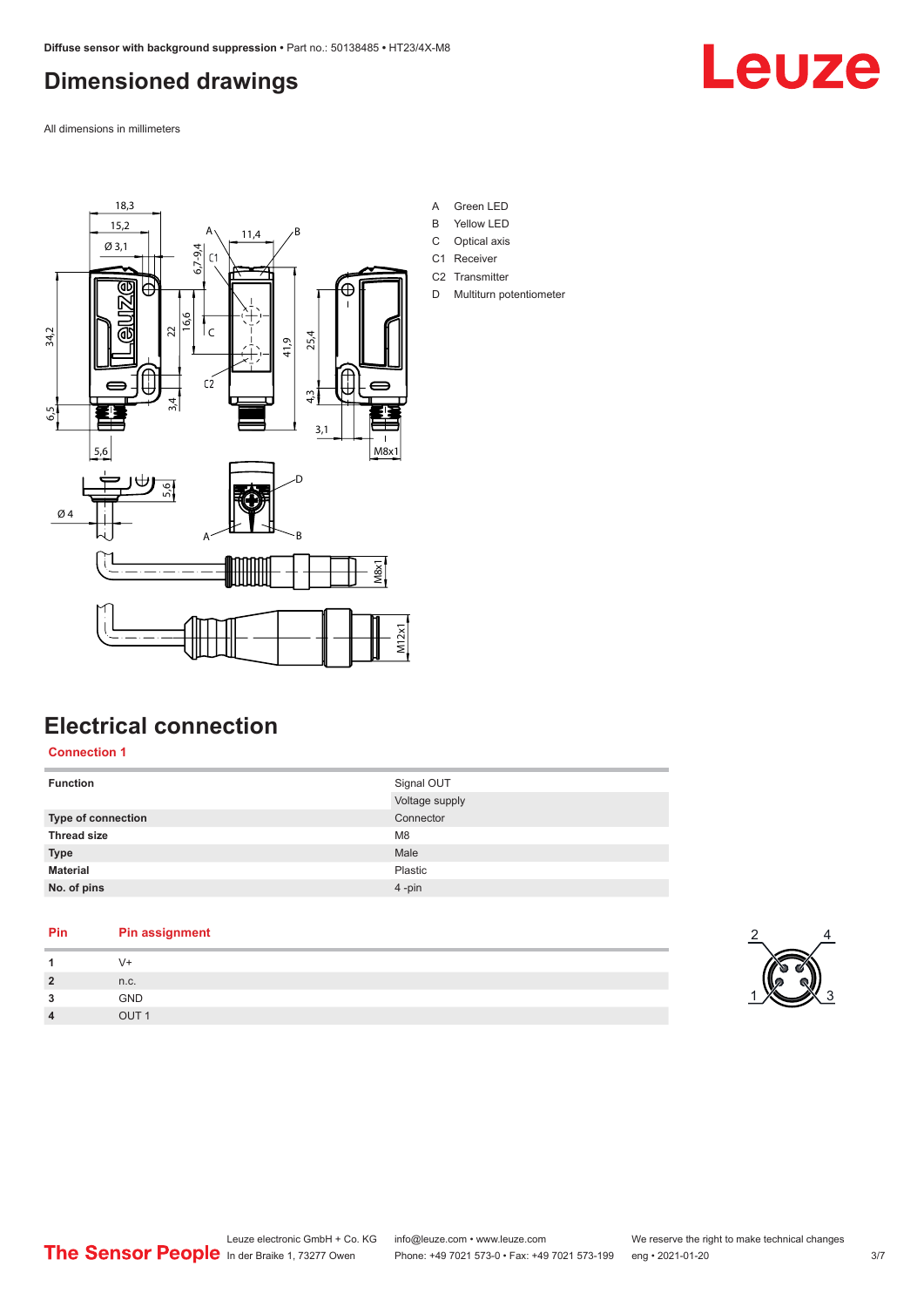# Dimensioned drawings

All dimensions in millimeters

A Green LED
B Yellow LED
C Optical axis
C1 Receiver
C2 Transmitter
D Multiturn potentiometer

# Electrical connection

## Connection 1

| Function | Signal OUT |
|---|---|
| | Voltage supply |
| **Type of connection** | Connector |
| **Thread size** | M8 |
| **Type** | Male |
| **Material** | Plastic |
| **No. of pins** | 4 -pin |

| Pin | Pin assignment |
|---|---|
| **1** | V+ |
| **2** | n.c. |
| **3** | GND |
| **4** | OUT 1 |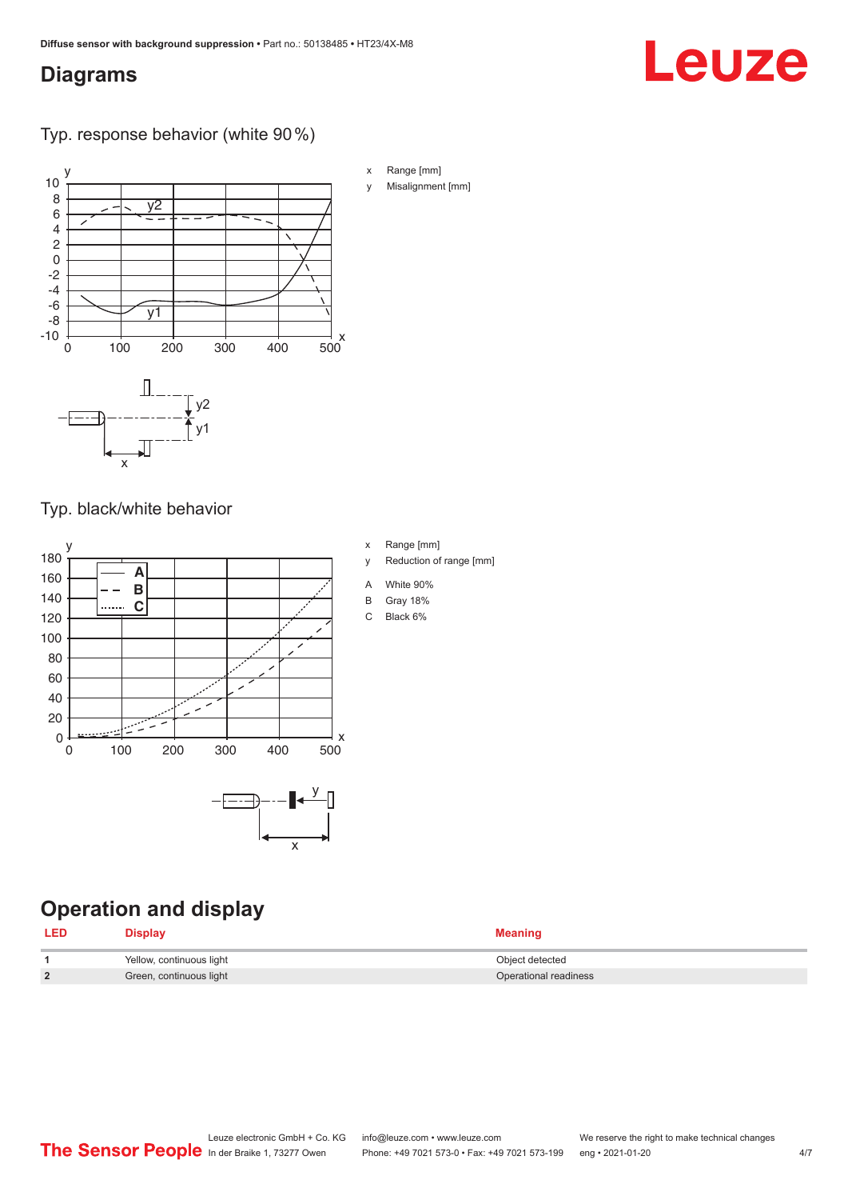## Diagrams

### Typ. response behavior (white 90 %)

x Range [mm]

y Misalignment [mm]

### Typ. black/white behavior

x Range [mm]

y Reduction of range [mm]

A White 90%

B Gray 18%

C Black 6%

## Operation and display

| LED | Display | Meaning |
|---|---|---|
| 1 | Yellow, continuous light | Object detected |
| 2 | Green, continuous light | Operational readiness |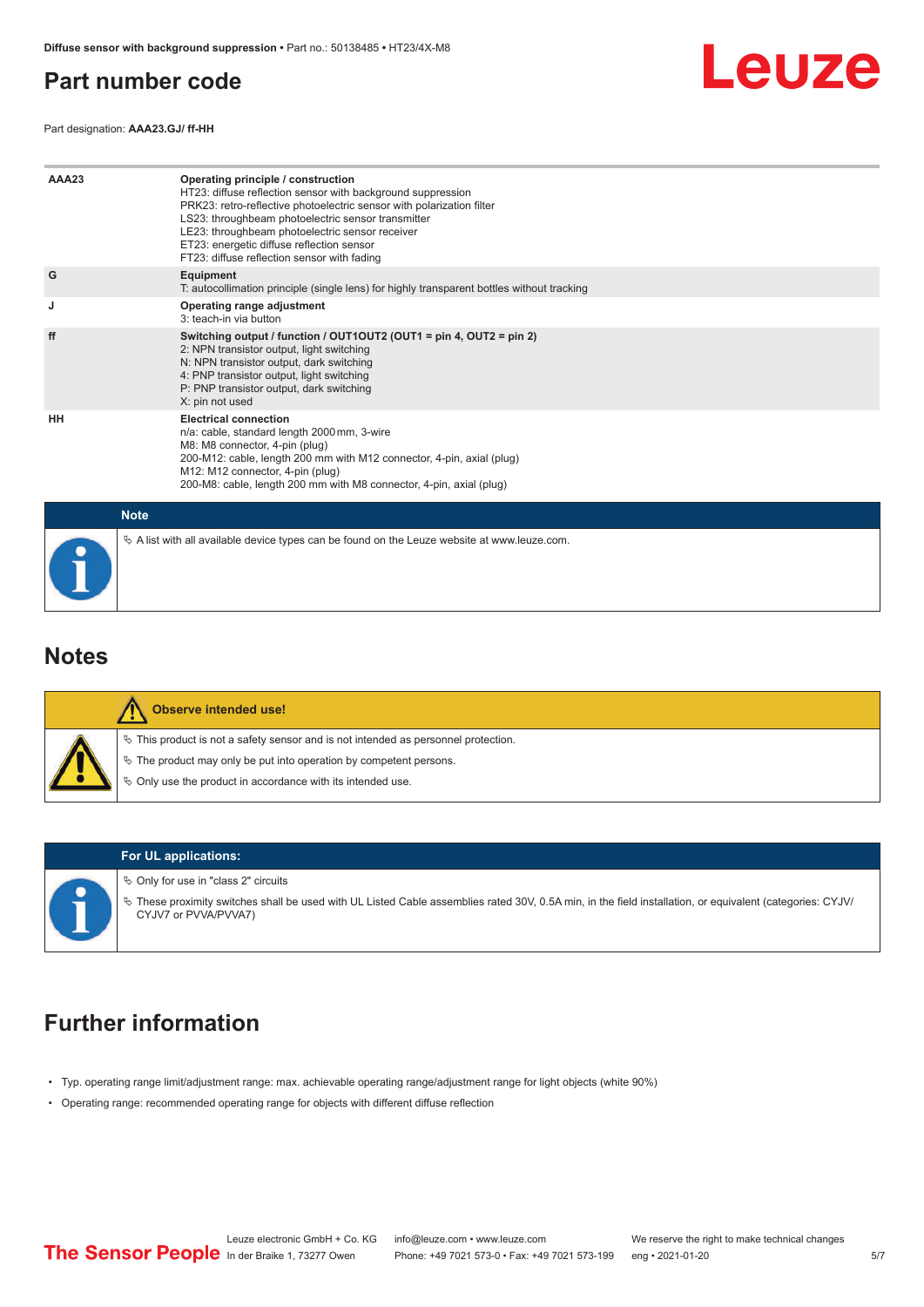## Part number code

Part designation: **AAA23.GJ/ ff-HH**

| | |
|---|---|
| **AAA23** | **Operating principle / construction**<br>HT23: diffuse reflection sensor with background suppression<br>PRK23: retro-reflective photoelectric sensor with polarization filter<br>LS23: throughbeam photoelectric sensor transmitter<br>LE23: throughbeam photoelectric sensor receiver<br>ET23: energetic diffuse reflection sensor<br>FT23: diffuse reflection sensor with fading |
| **G** | **Equipment**<br>T: autocollimation principle (single lens) for highly transparent bottles without tracking |
| **J** | **Operating range adjustment**<br>3: teach-in via button |
| **ff** | **Switching output / function / OUT1OUT2 (OUT1 = pin 4, OUT2 = pin 2)**<br>2: NPN transistor output, light switching<br>N: NPN transistor output, dark switching<br>4: PNP transistor output, light switching<br>P: PNP transistor output, dark switching<br>X: pin not used |
| **HH** | **Electrical connection**<br>n/a: cable, standard length 2000 mm, 3-wire<br>M8: M8 connector, 4-pin (plug)<br>200-M12: cable, length 200 mm with M12 connector, 4-pin, axial (plug)<br>M12: M12 connector, 4-pin (plug)<br>200-M8: cable, length 200 mm with M8 connector, 4-pin, axial (plug) |

**Note**

- A list with all available device types can be found on the Leuze website at www.leuze.com.

## Notes

**Observe intended use!**

- This product is not a safety sensor and is not intended as personnel protection.
- The product may only be put into operation by competent persons.
- Only use the product in accordance with its intended use.

**For UL applications:**

- Only for use in "class 2" circuits
- These proximity switches shall be used with UL Listed Cable assemblies rated 30V, 0.5A min, in the field installation, or equivalent (categories: CYJV/CYJV7 or PVVA/PVVA7)

## Further information

- Typ. operating range limit/adjustment range: max. achievable operating range/adjustment range for light objects (white 90%)
- Operating range: recommended operating range for objects with different diffuse reflection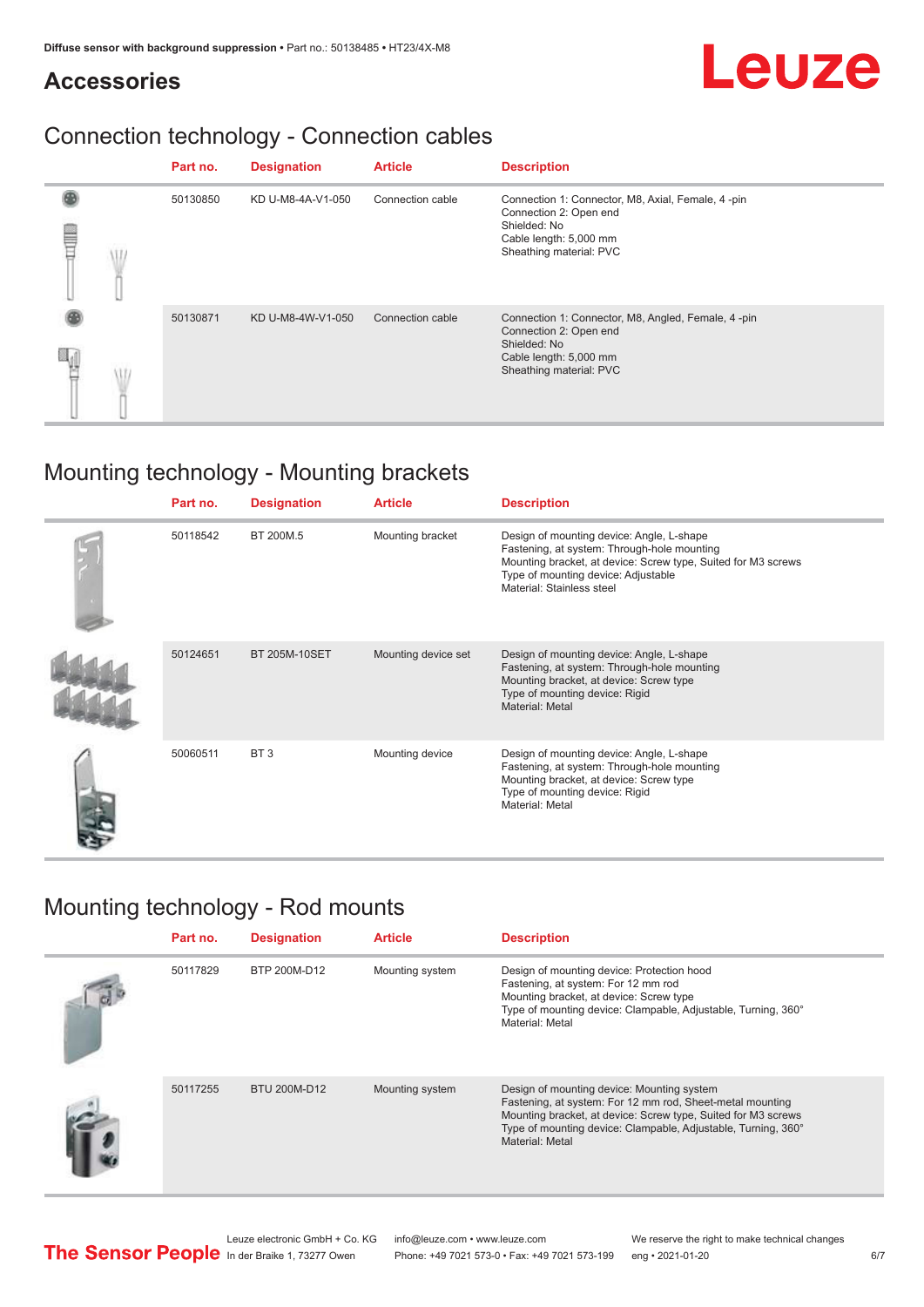## Accessories

## Connection technology - Connection cables

| Part no. | Designation | Article | Description |
|---|---|---|---|
| 50130850 | KD U-M8-4A-V1-050 | Connection cable | Connection 1: Connector, M8, Axial, Female, 4 -pin<br>Connection 2: Open end<br>Shielded: No<br>Cable length: 5,000 mm<br>Sheathing material: PVC |
| 50130871 | KD U-M8-4W-V1-050 | Connection cable | Connection 1: Connector, M8, Angled, Female, 4 -pin<br>Connection 2: Open end<br>Shielded: No<br>Cable length: 5,000 mm<br>Sheathing material: PVC |

## Mounting technology - Mounting brackets

| Part no. | Designation | Article | Description |
|---|---|---|---|
| 50118542 | BT 200M.5 | Mounting bracket | Design of mounting device: Angle, L-shape<br>Fastening, at system: Through-hole mounting<br>Mounting bracket, at device: Screw type, Suited for M3 screws<br>Type of mounting device: Adjustable<br>Material: Stainless steel |
| 50124651 | BT 205M-10SET | Mounting device set | Design of mounting device: Angle, L-shape<br>Fastening, at system: Through-hole mounting<br>Mounting bracket, at device: Screw type<br>Type of mounting device: Rigid<br>Material: Metal |
| 50060511 | BT 3 | Mounting device | Design of mounting device: Angle, L-shape<br>Fastening, at system: Through-hole mounting<br>Mounting bracket, at device: Screw type<br>Type of mounting device: Rigid<br>Material: Metal |

## Mounting technology - Rod mounts

| Part no. | Designation | Article | Description |
|---|---|---|---|
| 50117829 | BTP 200M-D12 | Mounting system | Design of mounting device: Protection hood<br>Fastening, at system: For 12 mm rod<br>Mounting bracket, at device: Screw type<br>Type of mounting device: Clampable, Adjustable, Turning, 360°<br>Material: Metal |
| 50117255 | BTU 200M-D12 | Mounting system | Design of mounting device: Mounting system<br>Fastening, at system: For 12 mm rod, Sheet-metal mounting<br>Mounting bracket, at device: Screw type, Suited for M3 screws<br>Type of mounting device: Clampable, Adjustable, Turning, 360°<br>Material: Metal |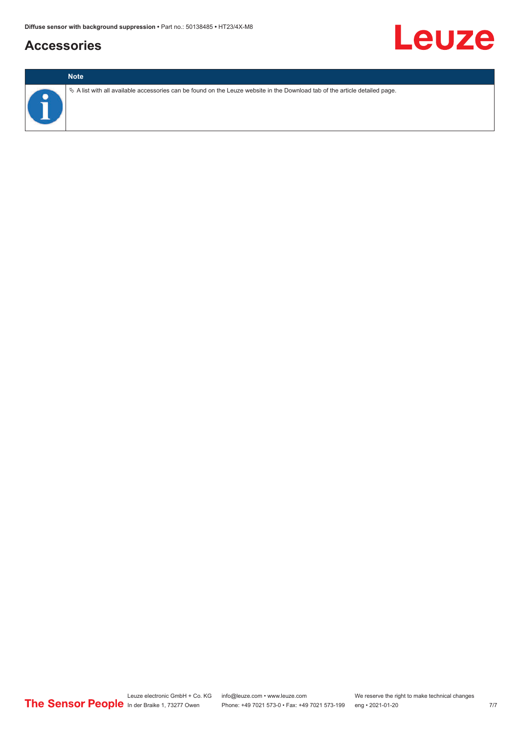## Accessories

**Note**

↳ A list with all available accessories can be found on the Leuze website in the Download tab of the article detailed page.